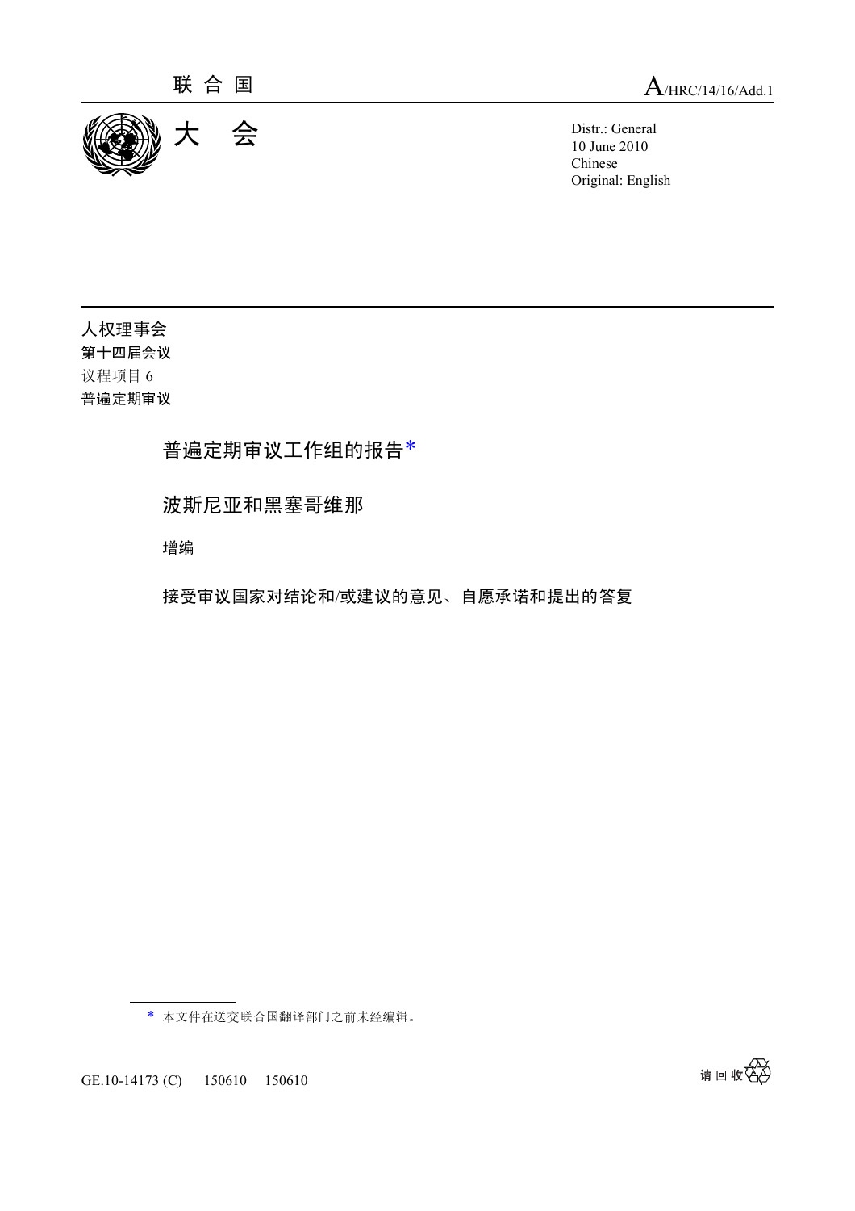联 合 国　　A/HRC/14/16/Add.1

大 会

Distr.: General
10 June 2010
Chinese
Original: English

人权理事会
第十四届会议
议程项目 6
普遍定期审议

# 普遍定期审议工作组的报告*

## 波斯尼亚和黑塞哥维那

增编

### 接受审议国家对结论和/或建议的意见、自愿承诺和提出的答复

---

* 本文件在送交联合国翻译部门之前未经编辑。

GE.10-14173 (C)　150610　150610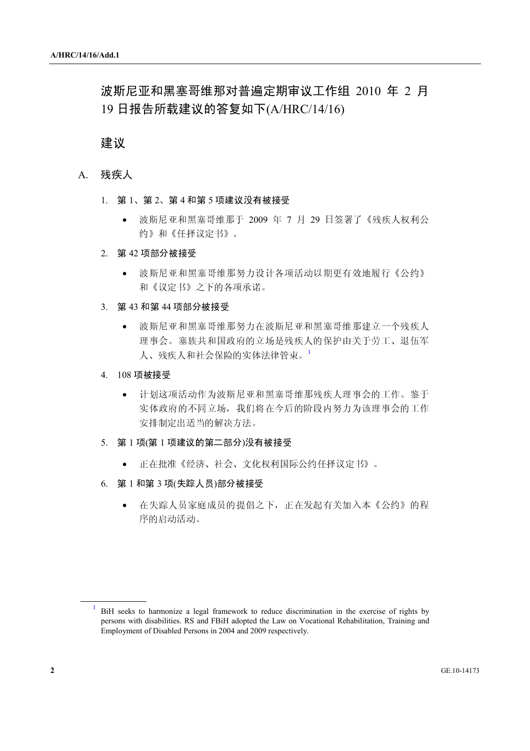# 波斯尼亚和黑塞哥维那对普遍定期审议工作组 2010 年 2 月 19 日报告所载建议的答复如下(A/HRC/14/16)

## 建议

### A. 残疾人

1. **第 1、第 2、第 4 和第 5 项建议没有被接受**

   - 波斯尼亚和黑塞哥维那于 2009 年 7 月 29 日签署了《残疾人权利公约》和《任择议定书》。

2. **第 42 项部分被接受**

   - 波斯尼亚和黑塞哥维那努力设计各项活动以期更有效地履行《公约》和《议定书》之下的各项承诺。

3. **第 43 和第 44 项部分被接受**

   - 波斯尼亚和黑塞哥维那努力在波斯尼亚和黑塞哥维那建立一个残疾人理事会。塞族共和国政府的立场是残疾人的保护由关于劳工、退伍军人、残疾人和社会保险的实体法律管束。[1]

4. **108 项被接受**

   - 计划这项活动作为波斯尼亚和黑塞哥维那残疾人理事会的工作。鉴于实体政府的不同立场，我们将在今后的阶段内努力为该理事会的工作安排制定出适当的解决方法。

5. **第 1 项(第 1 项建议的第二部分)没有被接受**

   - 正在批准《经济、社会、文化权利国际公约任择议定书》。

6. **第 1 和第 3 项(失踪人员)部分被接受**

   - 在失踪人员家庭成员的提倡之下，正在发起有关加入本《公约》的程序的启动活动。

---

[1] BiH seeks to harmonize a legal framework to reduce discrimination in the exercise of rights by persons with disabilities. RS and FBiH adopted the Law on Vocational Rehabilitation, Training and Employment of Disabled Persons in 2004 and 2009 respectively.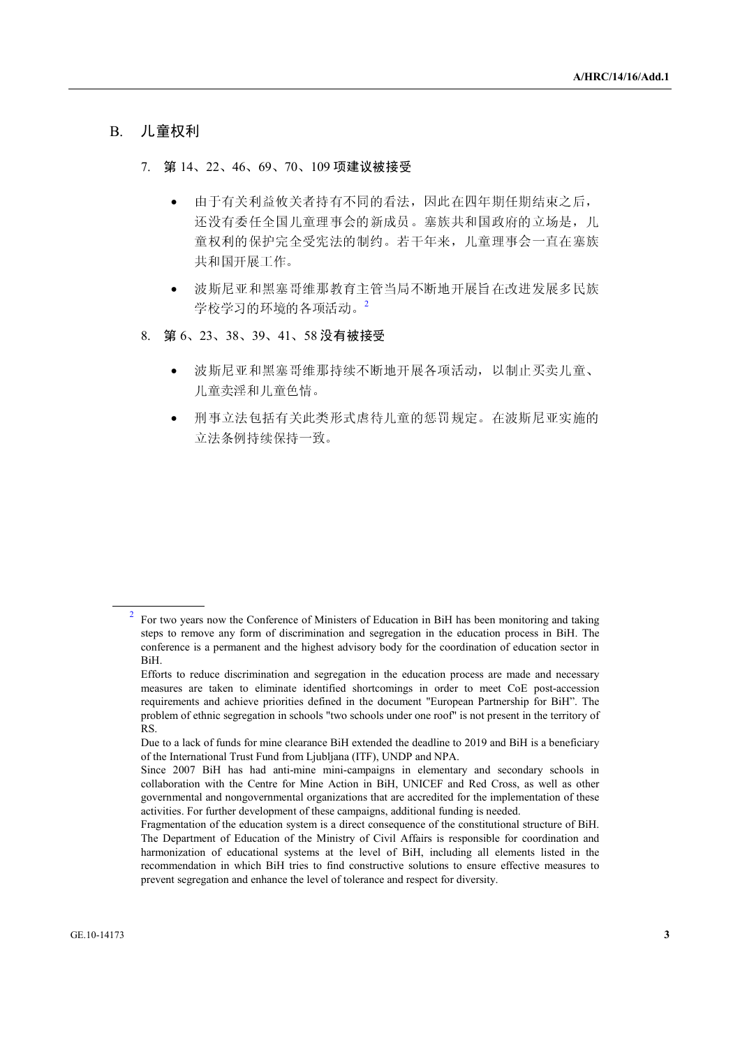## B. 儿童权利

7. **第 14、22、46、69、70、109 项建议被接受**

   - 由于有关利益攸关者持有不同的看法，因此在四年期任期结束之后，还没有委任全国儿童理事会的新成员。塞族共和国政府的立场是，儿童权利的保护完全受宪法的制约。若干年来，儿童理事会一直在塞族共和国开展工作。

   - 波斯尼亚和黑塞哥维那教育主管当局不断地开展旨在改进发展多民族学校学习的环境的各项活动。[2]

8. **第 6、23、38、39、41、58 没有被接受**

   - 波斯尼亚和黑塞哥维那持续不断地开展各项活动，以制止买卖儿童、儿童卖淫和儿童色情。

   - 刑事立法包括有关此类形式虐待儿童的惩罚规定。在波斯尼亚实施的立法条例持续保持一致。

---

[2] For two years now the Conference of Ministers of Education in BiH has been monitoring and taking steps to remove any form of discrimination and segregation in the education process in BiH. The conference is a permanent and the highest advisory body for the coordination of education sector in BiH.

Efforts to reduce discrimination and segregation in the education process are made and necessary measures are taken to eliminate identified shortcomings in order to meet CoE post-accession requirements and achieve priorities defined in the document "European Partnership for BiH". The problem of ethnic segregation in schools "two schools under one roof" is not present in the territory of RS.

Due to a lack of funds for mine clearance BiH extended the deadline to 2019 and BiH is a beneficiary of the International Trust Fund from Ljubljana (ITF), UNDP and NPA.

Since 2007 BiH has had anti-mine mini-campaigns in elementary and secondary schools in collaboration with the Centre for Mine Action in BiH, UNICEF and Red Cross, as well as other governmental and nongovernmental organizations that are accredited for the implementation of these activities. For further development of these campaigns, additional funding is needed.

Fragmentation of the education system is a direct consequence of the constitutional structure of BiH. The Department of Education of the Ministry of Civil Affairs is responsible for coordination and harmonization of educational systems at the level of BiH, including all elements listed in the recommendation in which BiH tries to find constructive solutions to ensure effective measures to prevent segregation and enhance the level of tolerance and respect for diversity.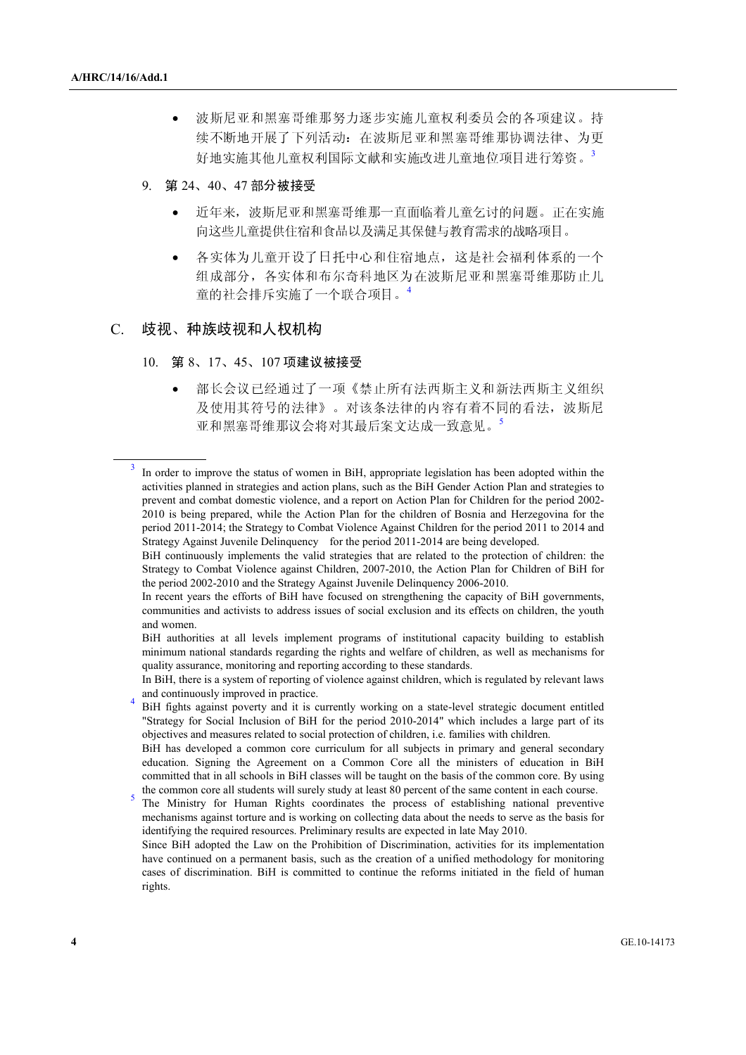- 波斯尼亚和黑塞哥维那努力逐步实施儿童权利委员会的各项建议。持续不断地开展了下列活动：在波斯尼亚和黑塞哥维那协调法律、为更好地实施其他儿童权利国际文献和实施改进儿童地位项目进行筹资。[3]

9. 第 24、40、47 部分被接受

- 近年来，波斯尼亚和黑塞哥维那一直面临着儿童乞讨的问题。正在实施向这些儿童提供住宿和食品以及满足其保健与教育需求的战略项目。
- 各实体为儿童开设了日托中心和住宿地点，这是社会福利体系的一个组成部分，各实体和布尔奇科地区为在波斯尼亚和黑塞哥维那防止儿童的社会排斥实施了一个联合项目。[4]

## C. 歧视、种族歧视和人权机构

10. 第 8、17、45、107 项建议被接受

- 部长会议已经通过了一项《禁止所有法西斯主义和新法西斯主义组织及使用其符号的法律》。对该条法律的内容有着不同的看法，波斯尼亚和黑塞哥维那议会将对其最后案文达成一致意见。[5]

---

[3] In order to improve the status of women in BiH, appropriate legislation has been adopted within the activities planned in strategies and action plans, such as the BiH Gender Action Plan and strategies to prevent and combat domestic violence, and a report on Action Plan for Children for the period 2002-2010 is being prepared, while the Action Plan for the children of Bosnia and Herzegovina for the period 2011-2014; the Strategy to Combat Violence Against Children for the period 2011 to 2014 and Strategy Against Juvenile Delinquency for the period 2011-2014 are being developed.
BiH continuously implements the valid strategies that are related to the protection of children: the Strategy to Combat Violence against Children, 2007-2010, the Action Plan for Children of BiH for the period 2002-2010 and the Strategy Against Juvenile Delinquency 2006-2010.
In recent years the efforts of BiH have focused on strengthening the capacity of BiH governments, communities and activists to address issues of social exclusion and its effects on children, the youth and women.
BiH authorities at all levels implement programs of institutional capacity building to establish minimum national standards regarding the rights and welfare of children, as well as mechanisms for quality assurance, monitoring and reporting according to these standards.
In BiH, there is a system of reporting of violence against children, which is regulated by relevant laws and continuously improved in practice.

[4] BiH fights against poverty and it is currently working on a state-level strategic document entitled "Strategy for Social Inclusion of BiH for the period 2010-2014" which includes a large part of its objectives and measures related to social protection of children, i.e. families with children.
BiH has developed a common core curriculum for all subjects in primary and general secondary education. Signing the Agreement on a Common Core all the ministers of education in BiH committed that in all schools in BiH classes will be taught on the basis of the common core. By using the common core all students will surely study at least 80 percent of the same content in each course.

[5] The Ministry for Human Rights coordinates the process of establishing national preventive mechanisms against torture and is working on collecting data about the needs to serve as the basis for identifying the required resources. Preliminary results are expected in late May 2010.
Since BiH adopted the Law on the Prohibition of Discrimination, activities for its implementation have continued on a permanent basis, such as the creation of a unified methodology for monitoring cases of discrimination. BiH is committed to continue the reforms initiated in the field of human rights.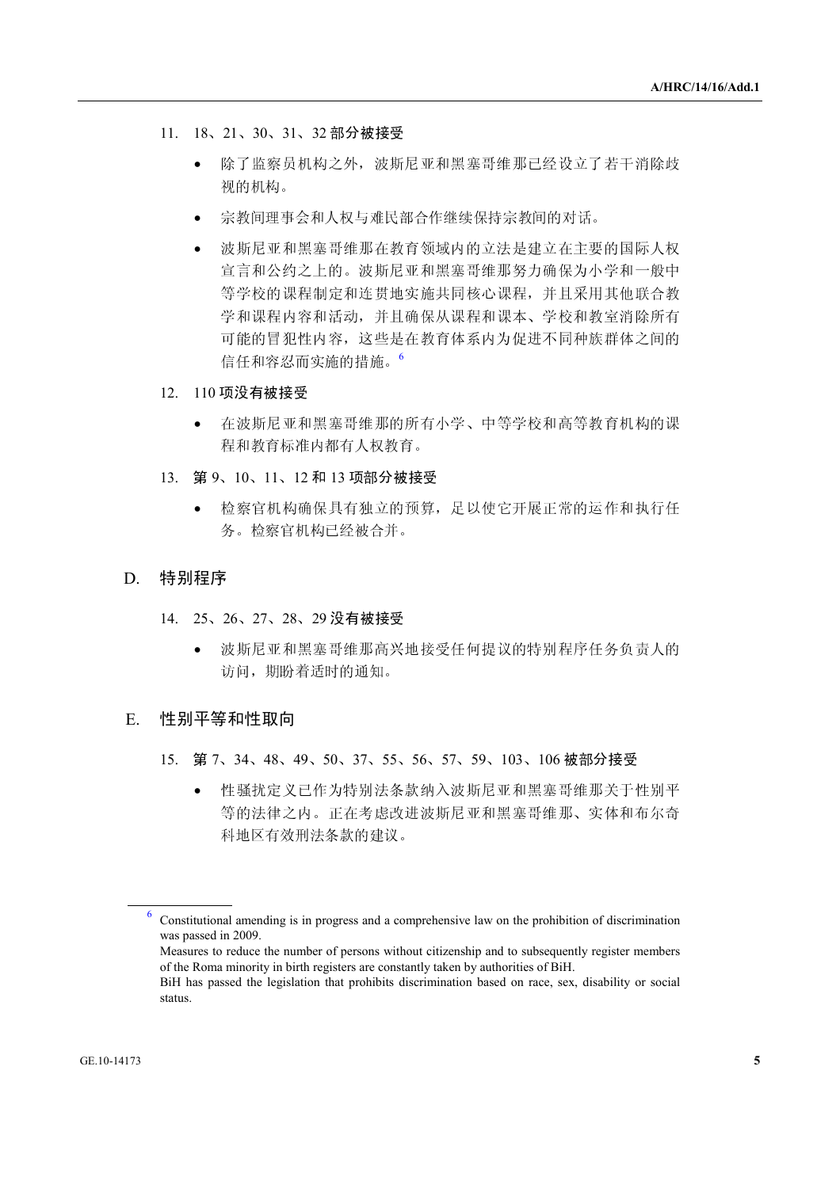11. 18、21、30、31、32 **部分被接受**

- 除了监察员机构之外，波斯尼亚和黑塞哥维那已经设立了若干消除歧视的机构。
- 宗教间理事会和人权与难民部合作继续保持宗教间的对话。
- 波斯尼亚和黑塞哥维那在教育领域内的立法是建立在主要的国际人权宣言和公约之上的。波斯尼亚和黑塞哥维那努力确保为小学和一般中等学校的课程制定和连贯地实施共同核心课程，并且采用其他联合教学和课程内容和活动，并且确保从课程和课本、学校和教室消除所有可能的冒犯性内容，这些是在教育体系内为促进不同种族群体之间的信任和容忍而实施的措施。[6]

12. 110 **项没有被接受**

- 在波斯尼亚和黑塞哥维那的所有小学、中等学校和高等教育机构的课程和教育标准内都有人权教育。

13. **第** 9、10、11、12 **和** 13 **项部分被接受**

- 检察官机构确保具有独立的预算，足以使它开展正常的运作和执行任务。检察官机构已经被合并。

## D. 特别程序

14. 25、26、27、28、29 **没有被接受**

- 波斯尼亚和黑塞哥维那高兴地接受任何提议的特别程序任务负责人的访问，期盼着适时的通知。

## E. 性别平等和性取向

15. **第** 7、34、48、49、50、37、55、56、57、59、103、106 **被部分接受**

- 性骚扰定义已作为特别法条款纳入波斯尼亚和黑塞哥维那关于性别平等的法律之内。正在考虑改进波斯尼亚和黑塞哥维那、实体和布尔奇科地区有效刑法条款的建议。

---

[6] Constitutional amending is in progress and a comprehensive law on the prohibition of discrimination was passed in 2009.
Measures to reduce the number of persons without citizenship and to subsequently register members of the Roma minority in birth registers are constantly taken by authorities of BiH.
BiH has passed the legislation that prohibits discrimination based on race, sex, disability or social status.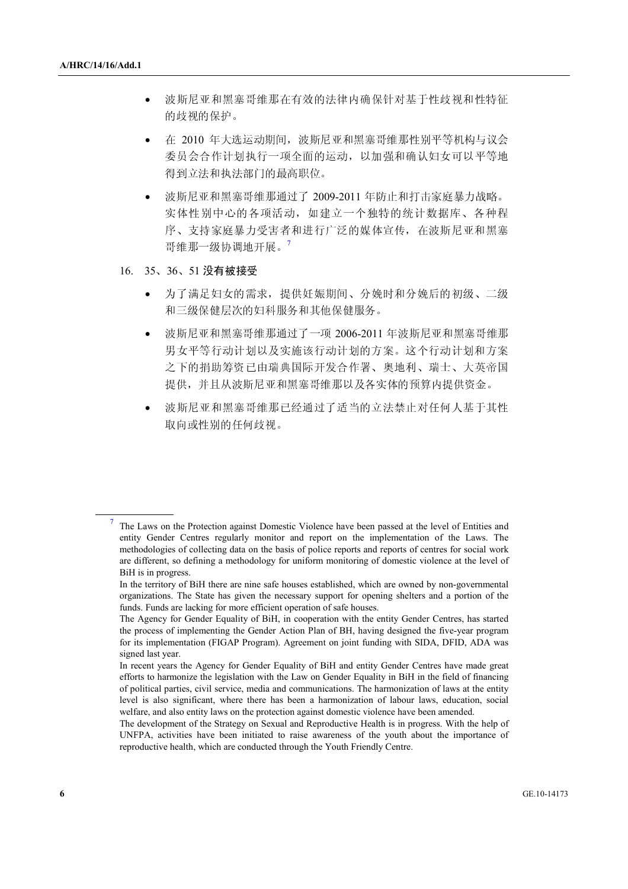- 波斯尼亚和黑塞哥维那在有效的法律内确保针对基于性歧视和性特征的歧视的保护。

- 在 2010 年大选运动期间，波斯尼亚和黑塞哥维那性别平等机构与议会委员会合作计划执行一项全面的运动，以加强和确认妇女可以平等地得到立法和执法部门的最高职位。

- 波斯尼亚和黑塞哥维那通过了 2009-2011 年防止和打击家庭暴力战略。实体性别中心的各项活动，如建立一个独特的统计数据库、各种程序、支持家庭暴力受害者和进行广泛的媒体宣传，在波斯尼亚和黑塞哥维那一级协调地开展。[7]

16. 35、36、51 **没有被接受**

- 为了满足妇女的需求，提供妊娠期间、分娩时和分娩后的初级、二级和三级保健层次的妇科服务和其他保健服务。

- 波斯尼亚和黑塞哥维那通过了一项 2006-2011 年波斯尼亚和黑塞哥维那男女平等行动计划以及实施该行动计划的方案。这个行动计划和方案之下的捐助筹资已由瑞典国际开发合作署、奥地利、瑞士、大英帝国提供，并且从波斯尼亚和黑塞哥维那以及各实体的预算内提供资金。

- 波斯尼亚和黑塞哥维那已经通过了适当的立法禁止对任何人基于其性取向或性别的任何歧视。

---

[7] The Laws on the Protection against Domestic Violence have been passed at the level of Entities and entity Gender Centres regularly monitor and report on the implementation of the Laws. The methodologies of collecting data on the basis of police reports and reports of centres for social work are different, so defining a methodology for uniform monitoring of domestic violence at the level of BiH is in progress.

In the territory of BiH there are nine safe houses established, which are owned by non-governmental organizations. The State has given the necessary support for opening shelters and a portion of the funds. Funds are lacking for more efficient operation of safe houses.

The Agency for Gender Equality of BiH, in cooperation with the entity Gender Centres, has started the process of implementing the Gender Action Plan of BH, having designed the five-year program for its implementation (FIGAP Program). Agreement on joint funding with SIDA, DFID, ADA was signed last year.

In recent years the Agency for Gender Equality of BiH and entity Gender Centres have made great efforts to harmonize the legislation with the Law on Gender Equality in BiH in the field of financing of political parties, civil service, media and communications. The harmonization of laws at the entity level is also significant, where there has been a harmonization of labour laws, education, social welfare, and also entity laws on the protection against domestic violence have been amended.

The development of the Strategy on Sexual and Reproductive Health is in progress. With the help of UNFPA, activities have been initiated to raise awareness of the youth about the importance of reproductive health, which are conducted through the Youth Friendly Centre.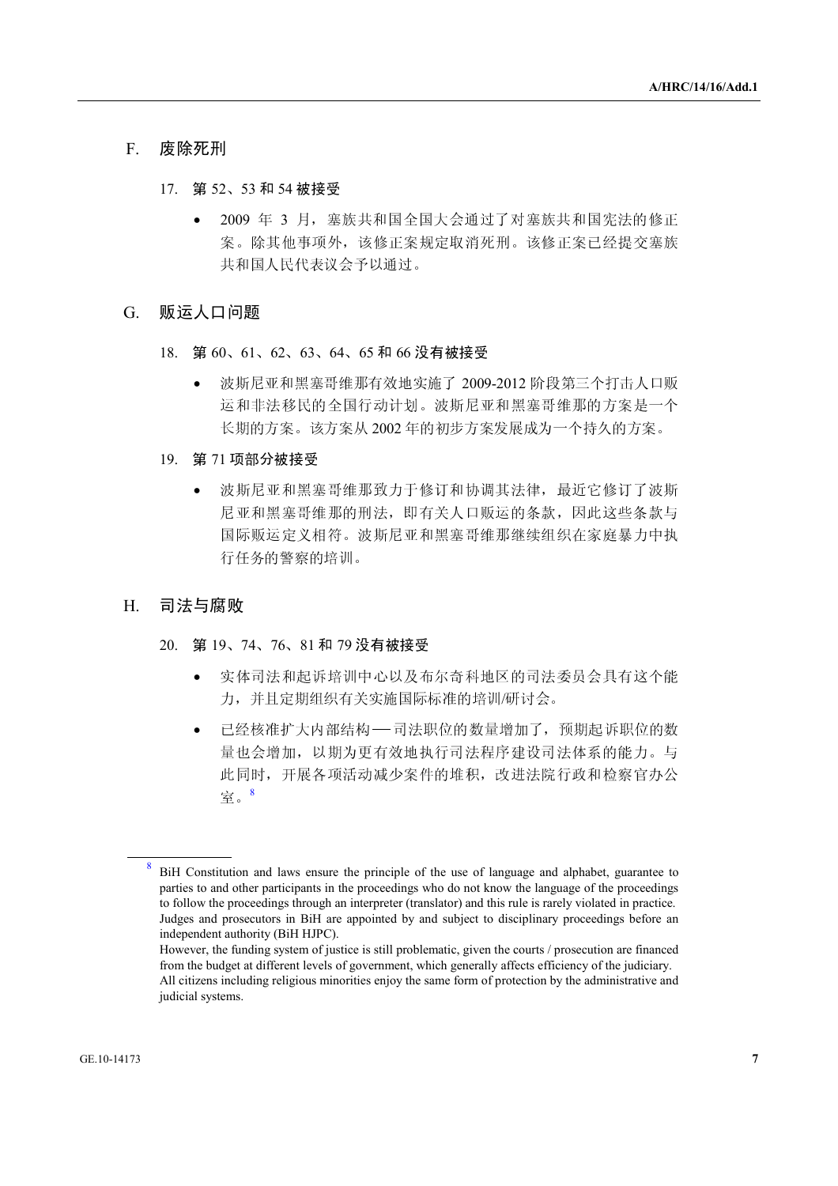## F. 废除死刑

17. 第 52、53 和 54 被接受

- 2009 年 3 月，塞族共和国全国大会通过了对塞族共和国宪法的修正案。除其他事项外，该修正案规定取消死刑。该修正案已经提交塞族共和国人民代表议会予以通过。

## G. 贩运人口问题

18. 第 60、61、62、63、64、65 和 66 没有被接受

- 波斯尼亚和黑塞哥维那有效地实施了 2009-2012 阶段第三个打击人口贩运和非法移民的全国行动计划。波斯尼亚和黑塞哥维那的方案是一个长期的方案。该方案从 2002 年的初步方案发展成为一个持久的方案。

19. 第 71 项部分被接受

- 波斯尼亚和黑塞哥维那致力于修订和协调其法律，最近它修订了波斯尼亚和黑塞哥维那的刑法，即有关人口贩运的条款，因此这些条款与国际贩运定义相符。波斯尼亚和黑塞哥维那继续组织在家庭暴力中执行任务的警察的培训。

## H. 司法与腐败

20. 第 19、74、76、81 和 79 没有被接受

- 实体司法和起诉培训中心以及布尔奇科地区的司法委员会具有这个能力，并且定期组织有关实施国际标准的培训/研讨会。
- 已经核准扩大内部结构—司法职位的数量增加了，预期起诉职位的数量也会增加，以期为更有效地执行司法程序建设司法体系的能力。与此同时，开展各项活动减少案件的堆积，改进法院行政和检察官办公室。[8]

---

[8] BiH Constitution and laws ensure the principle of the use of language and alphabet, guarantee to parties to and other participants in the proceedings who do not know the language of the proceedings to follow the proceedings through an interpreter (translator) and this rule is rarely violated in practice. Judges and prosecutors in BiH are appointed by and subject to disciplinary proceedings before an independent authority (BiH HJPC).
However, the funding system of justice is still problematic, given the courts / prosecution are financed from the budget at different levels of government, which generally affects efficiency of the judiciary.
All citizens including religious minorities enjoy the same form of protection by the administrative and judicial systems.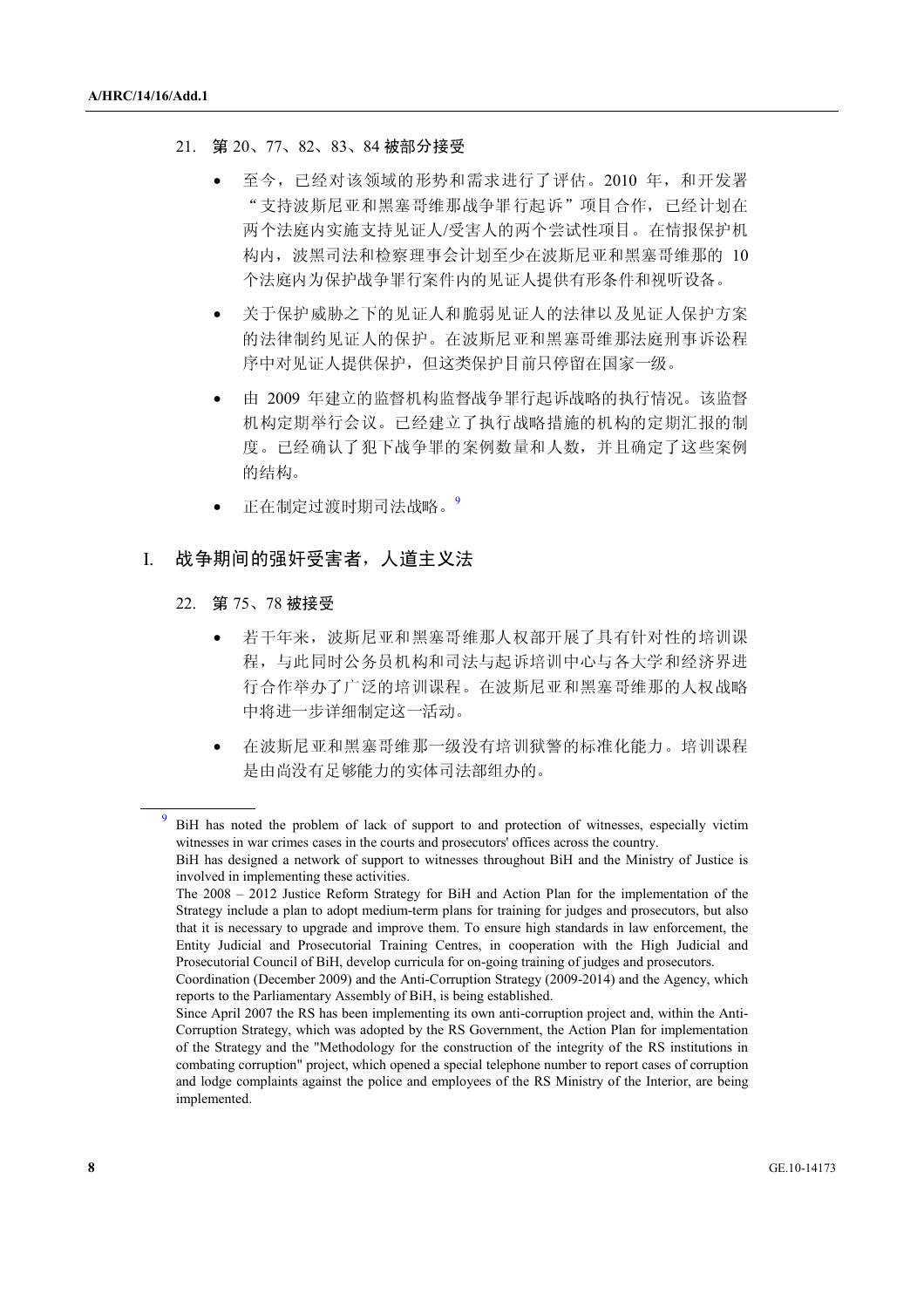21. 第 20、77、82、83、84 被部分接受

- 至今，已经对该领域的形势和需求进行了评估。2010 年，和开发署"支持波斯尼亚和黑塞哥维那战争罪行起诉"项目合作，已经计划在两个法庭内实施支持见证人/受害人的两个尝试性项目。在情报保护机构内，波黑司法和检察理事会计划至少在波斯尼亚和黑塞哥维那的 10 个法庭内为保护战争罪行案件内的见证人提供有形条件和视听设备。
- 关于保护威胁之下的见证人和脆弱见证人的法律以及见证人保护方案的法律制约见证人的保护。在波斯尼亚和黑塞哥维那法庭刑事诉讼程序中对见证人提供保护，但这类保护目前只停留在国家一级。
- 由 2009 年建立的监督机构监督战争罪行起诉战略的执行情况。该监督机构定期举行会议。已经建立了执行战略措施的机构的定期汇报的制度。已经确认了犯下战争罪的案例数量和人数，并且确定了这些案例的结构。
- 正在制定过渡时期司法战略。[9]

## I. 战争期间的强奸受害者，人道主义法

22. 第 75、78 被接受

- 若干年来，波斯尼亚和黑塞哥维那人权部开展了具有针对性的培训课程，与此同时公务员机构和司法与起诉培训中心与各大学和经济界进行合作举办了广泛的培训课程。在波斯尼亚和黑塞哥维那的人权战略中将进一步详细制定这一活动。
- 在波斯尼亚和黑塞哥维那一级没有培训狱警的标准化能力。培训课程是由尚没有足够能力的实体司法部组办的。

---

[9] BiH has noted the problem of lack of support to and protection of witnesses, especially victim witnesses in war crimes cases in the courts and prosecutors' offices across the country.

BiH has designed a network of support to witnesses throughout BiH and the Ministry of Justice is involved in implementing these activities.

The 2008 – 2012 Justice Reform Strategy for BiH and Action Plan for the implementation of the Strategy include a plan to adopt medium-term plans for training for judges and prosecutors, but also that it is necessary to upgrade and improve them. To ensure high standards in law enforcement, the Entity Judicial and Prosecutorial Training Centres, in cooperation with the High Judicial and Prosecutorial Council of BiH, develop curricula for on-going training of judges and prosecutors.

Coordination (December 2009) and the Anti-Corruption Strategy (2009-2014) and the Agency, which reports to the Parliamentary Assembly of BiH, is being established.

Since April 2007 the RS has been implementing its own anti-corruption project and, within the Anti-Corruption Strategy, which was adopted by the RS Government, the Action Plan for implementation of the Strategy and the "Methodology for the construction of the integrity of the RS institutions in combating corruption" project, which opened a special telephone number to report cases of corruption and lodge complaints against the police and employees of the RS Ministry of the Interior, are being implemented.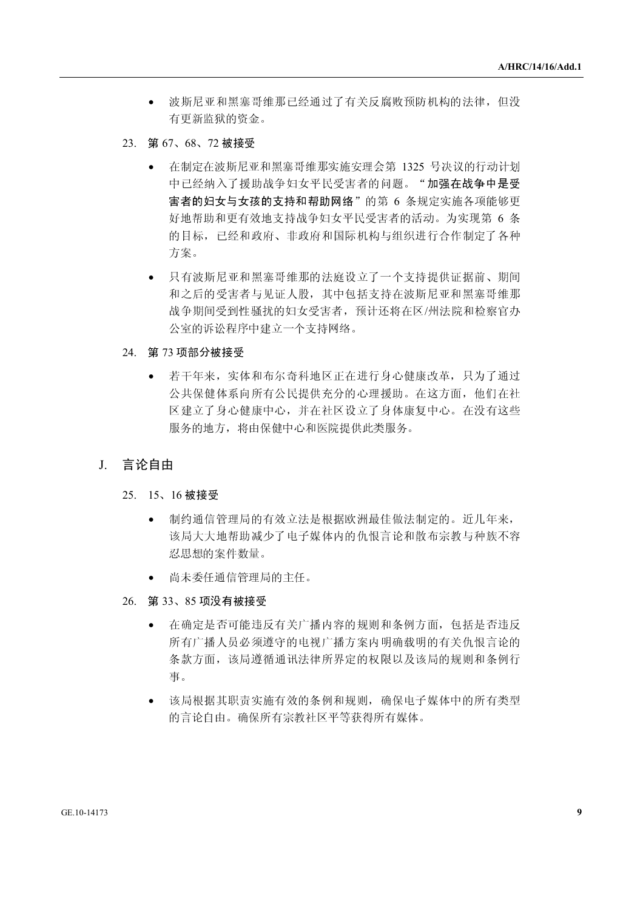- 波斯尼亚和黑塞哥维那已经通过了有关反腐败预防机构的法律，但没有更新监狱的资金。

23. **第 67、68、72 被接受**

- 在制定在波斯尼亚和黑塞哥维那实施安理会第 1325 号决议的行动计划中已经纳入了援助战争妇女平民受害者的问题。“**加强在战争中是受害者的妇女与女孩的支持和帮助网络**”的第 6 条规定实施各项能够更好地帮助和更有效地支持战争妇女平民受害者的活动。为实现第 6 条的目标，已经和政府、非政府和国际机构与组织进行合作制定了各种方案。

- 只有波斯尼亚和黑塞哥维那的法庭设立了一个支持提供证据前、期间和之后的受害者与见证人股，其中包括支持在波斯尼亚和黑塞哥维那战争期间受到性骚扰的妇女受害者，预计还将在区/州法院和检察官办公室的诉讼程序中建立一个支持网络。

24. **第 73 项部分被接受**

- 若干年来，实体和布尔奇科地区正在进行身心健康改革，只为了通过公共保健体系向所有公民提供充分的心理援助。在这方面，他们在社区建立了身心健康中心，并在社区设立了身体康复中心。在没有这些服务的地方，将由保健中心和医院提供此类服务。

## J. 言论自由

25. **15、16 被接受**

- 制约通信管理局的有效立法是根据欧洲最佳做法制定的。近几年来，该局大大地帮助减少了电子媒体内的仇恨言论和散布宗教与种族不容忍思想的案件数量。

- 尚未委任通信管理局的主任。

26. **第 33、85 项没有被接受**

- 在确定是否可能违反有关广播内容的规则和条例方面，包括是否违反所有广播人员必须遵守的电视广播方案内明确载明的有关仇恨言论的条款方面，该局遵循通讯法律所界定的权限以及该局的规则和条例行事。

- 该局根据其职责实施有效的条例和规则，确保电子媒体中的所有类型的言论自由。确保所有宗教社区平等获得所有媒体。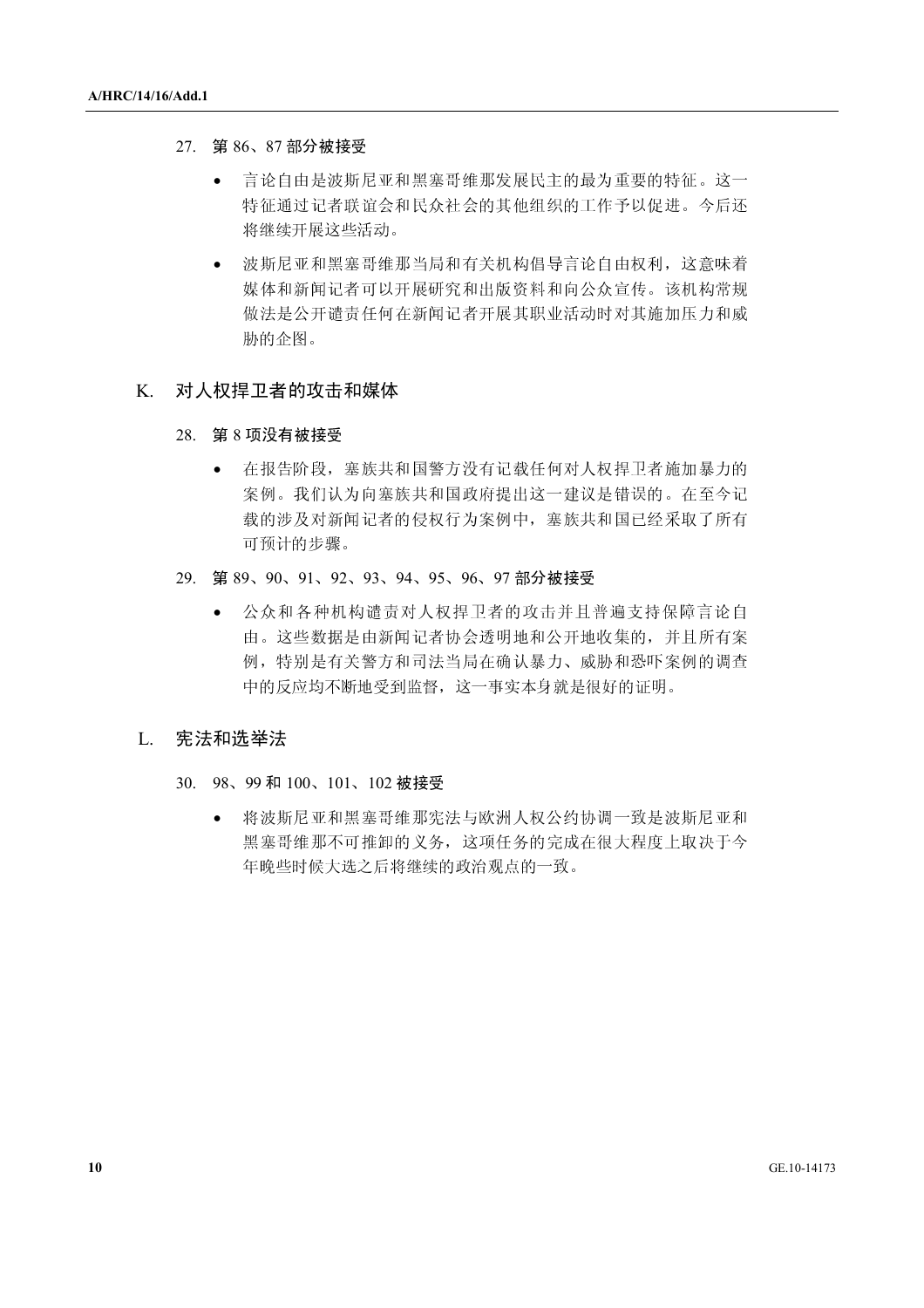27. 第 86、87 部分被接受

- 言论自由是波斯尼亚和黑塞哥维那发展民主的最为重要的特征。这一特征通过记者联谊会和民众社会的其他组织的工作予以促进。今后还将继续开展这些活动。
- 波斯尼亚和黑塞哥维那当局和有关机构倡导言论自由权利，这意味着媒体和新闻记者可以开展研究和出版资料和向公众宣传。该机构常规做法是公开谴责任何在新闻记者开展其职业活动时对其施加压力和威胁的企图。

## K. 对人权捍卫者的攻击和媒体

28. 第 8 项没有被接受

- 在报告阶段，塞族共和国警方没有记载任何对人权捍卫者施加暴力的案例。我们认为向塞族共和国政府提出这一建议是错误的。在至今记载的涉及对新闻记者的侵权行为案例中，塞族共和国已经采取了所有可预计的步骤。

29. 第 89、90、91、92、93、94、95、96、97 部分被接受

- 公众和各种机构谴责对人权捍卫者的攻击并且普遍支持保障言论自由。这些数据是由新闻记者协会透明地和公开地收集的，并且所有案例，特别是有关警方和司法当局在确认暴力、威胁和恐吓案例的调查中的反应均不断地受到监督，这一事实本身就是很好的证明。

## L. 宪法和选举法

30. 98、99 和 100、101、102 被接受

- 将波斯尼亚和黑塞哥维那宪法与欧洲人权公约协调一致是波斯尼亚和黑塞哥维那不可推卸的义务，这项任务的完成在很大程度上取决于今年晚些时候大选之后将继续的政治观点的一致。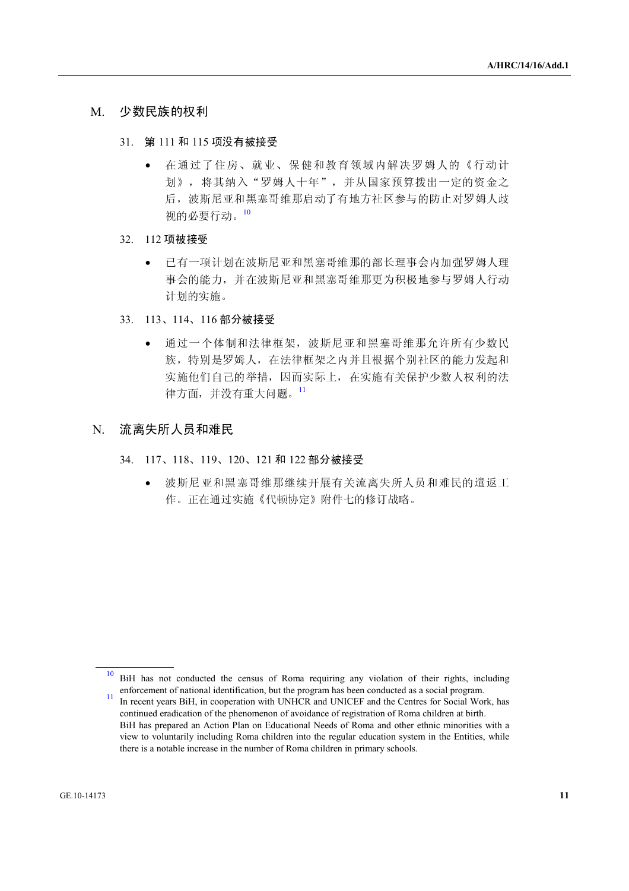## M. 少数民族的权利

31. 第 111 和 115 项没有被接受

- 在通过了住房、就业、保健和教育领域内解决罗姆人的《行动计划》，将其纳入“罗姆人十年”，并从国家预算拨出一定的资金之后，波斯尼亚和黑塞哥维那启动了有地方社区参与的防止对罗姆人歧视的必要行动。[10]

32. 112 项被接受

- 已有一项计划在波斯尼亚和黑塞哥维那的部长理事会内加强罗姆人理事会的能力，并在波斯尼亚和黑塞哥维那更为积极地参与罗姆人行动计划的实施。

33. 113、114、116 部分被接受

- 通过一个体制和法律框架，波斯尼亚和黑塞哥维那允许所有少数民族，特别是罗姆人，在法律框架之内并且根据个别社区的能力发起和实施他们自己的举措，因而实际上，在实施有关保护少数人权利的法律方面，并没有重大问题。[11]

## N. 流离失所人员和难民

34. 117、118、119、120、121 和 122 部分被接受

- 波斯尼亚和黑塞哥维那继续开展有关流离失所人员和难民的遣返工作。正在通过实施《代顿协定》附件七的修订战略。

---

[10] BiH has not conducted the census of Roma requiring any violation of their rights, including enforcement of national identification, but the program has been conducted as a social program.

[11] In recent years BiH, in cooperation with UNHCR and UNICEF and the Centres for Social Work, has continued eradication of the phenomenon of avoidance of registration of Roma children at birth. BiH has prepared an Action Plan on Educational Needs of Roma and other ethnic minorities with a view to voluntarily including Roma children into the regular education system in the Entities, while there is a notable increase in the number of Roma children in primary schools.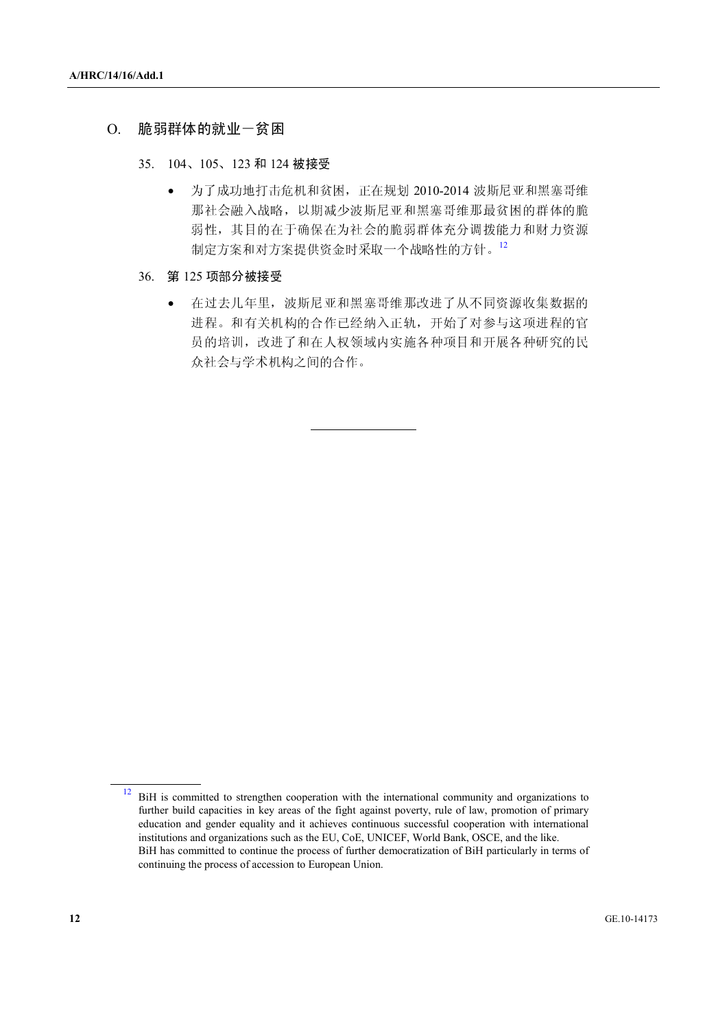## O. 脆弱群体的就业－贫困

35. 104、105、123 和 124 被接受

- 为了成功地打击危机和贫困，正在规划 2010-2014 波斯尼亚和黑塞哥维那社会融入战略，以期减少波斯尼亚和黑塞哥维那最贫困的群体的脆弱性，其目的在于确保在为社会的脆弱群体充分调拨能力和财力资源制定方案和对方案提供资金时采取一个战略性的方针。[12]

36. 第 125 项部分被接受

- 在过去几年里，波斯尼亚和黑塞哥维那改进了从不同资源收集数据的进程。和有关机构的合作已经纳入正轨，开始了对参与这项进程的官员的培训，改进了和在人权领域内实施各种项目和开展各种研究的民众社会与学术机构之间的合作。

---

[12] BiH is committed to strengthen cooperation with the international community and organizations to further build capacities in key areas of the fight against poverty, rule of law, promotion of primary education and gender equality and it achieves continuous successful cooperation with international institutions and organizations such as the EU, CoE, UNICEF, World Bank, OSCE, and the like.
BiH has committed to continue the process of further democratization of BiH particularly in terms of continuing the process of accession to European Union.